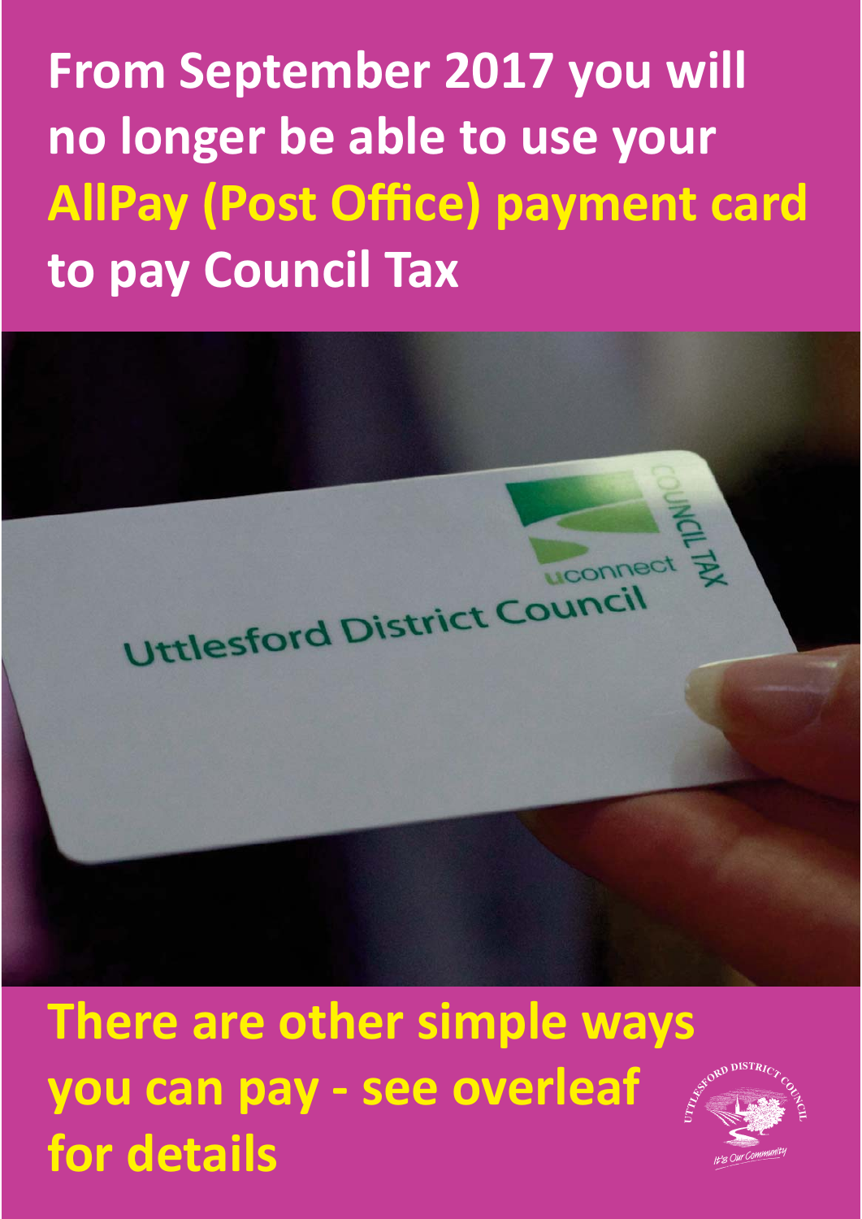# From September 2017 you will no longer be able to use your **AllPay (Post Office) payment card** to pay Council Tax

## There are other simple ways you can pay - see overleaf for details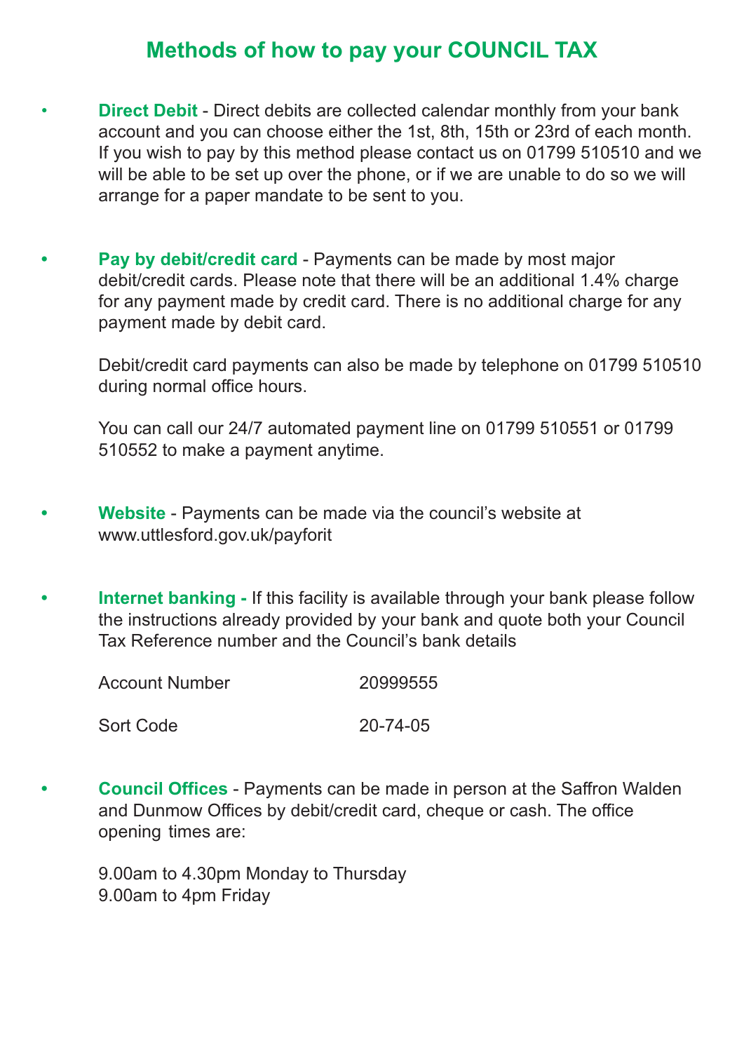# Methods of how to pay your COUNCIL TAX

- **Direct Debit** - Direct debits are collected calendar monthly from your bank account and you can choose either the 1st, 8th, 15th or 23rd of each month. If you wish to pay by this method please contact us on 01799 510510 and we will be able to be set up over the phone, or if we are unable to do so we will arrange for a paper mandate to be sent to you.

- **Pay by debit/credit card** - Payments can be made by most major debit/credit cards. Please note that there will be an additional 1.4% charge for any payment made by credit card. There is no additional charge for any payment made by debit card.

  Debit/credit card payments can also be made by telephone on 01799 510510 during normal office hours.

  You can call our 24/7 automated payment line on 01799 510551 or 01799 510552 to make a payment anytime.

- **Website** - Payments can be made via the council's website at www.uttlesford.gov.uk/payforit

- **Internet banking -** If this facility is available through your bank please follow the instructions already provided by your bank and quote both your Council Tax Reference number and the Council's bank details

  | | |
  |---|---|
  | Account Number | 20999555 |
  | Sort Code | 20-74-05 |

- **Council Offices** - Payments can be made in person at the Saffron Walden and Dunmow Offices by debit/credit card, cheque or cash. The office opening times are:

  9.00am to 4.30pm Monday to Thursday
  9.00am to 4pm Friday